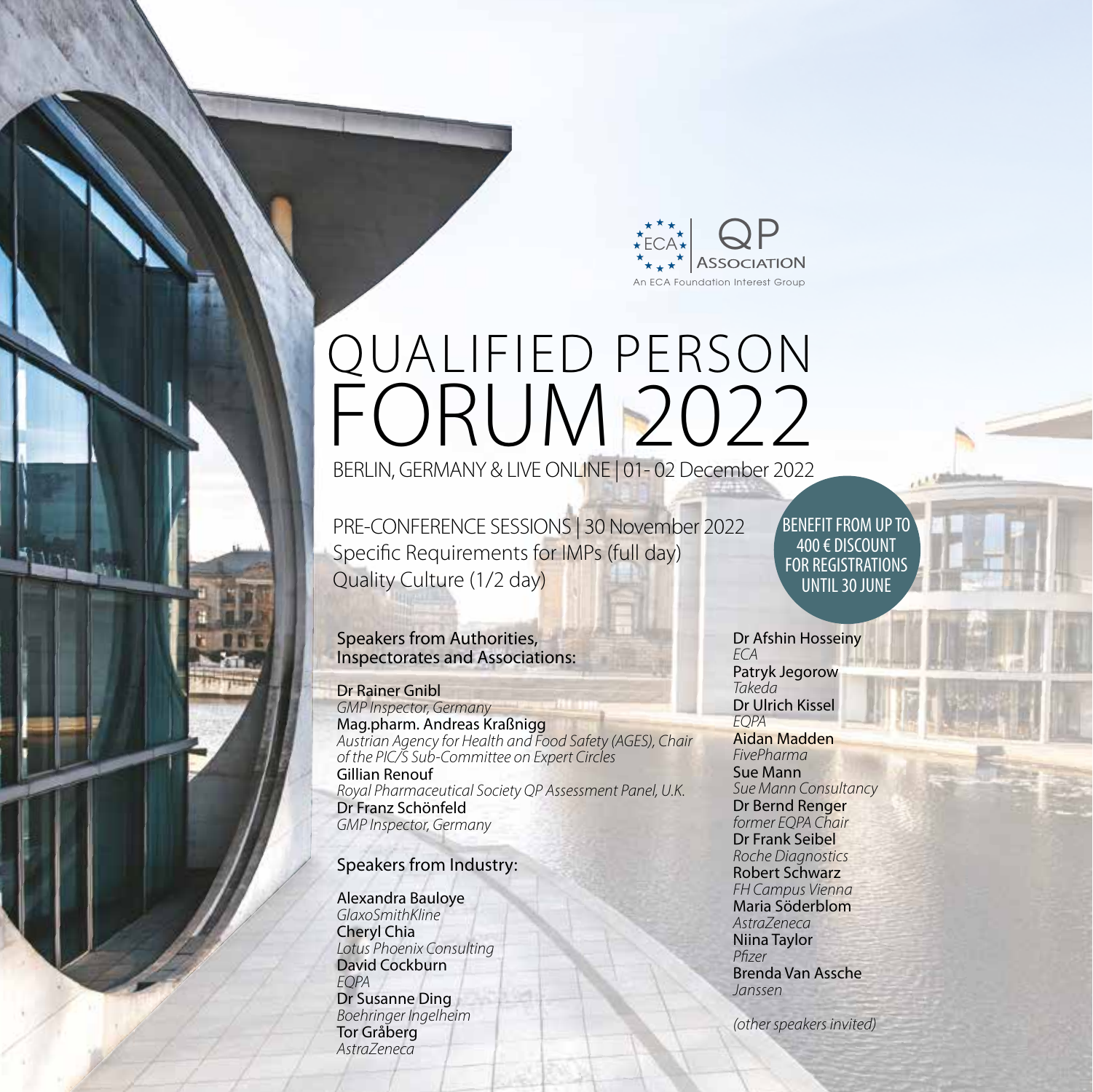ECA | QP Association
An ECA Foundation Interest Group

# QUALIFIED PERSON FORUM 2022

BERLIN, GERMANY & LIVE ONLINE | 01- 02 December 2022

PRE-CONFERENCE SESSIONS | 30 November 2022
Specific Requirements for IMPs (full day)
Quality Culture (1/2 day)

BENEFIT FROM UP TO 400 € DISCOUNT FOR REGISTRATIONS UNTIL 30 JUNE

## Speakers from Authorities, Inspectorates and Associations:

Dr Rainer Gnibl
*GMP Inspector, Germany*
Mag.pharm. Andreas Kraßnigg
*Austrian Agency for Health and Food Safety (AGES), Chair of the PIC/S Sub-Committee on Expert Circles*
Gillian Renouf
*Royal Pharmaceutical Society QP Assessment Panel, U.K.*
Dr Franz Schönfeld
*GMP Inspector, Germany*

## Speakers from Industry:

Alexandra Bauloye
*GlaxoSmithKline*
Cheryl Chia
*Lotus Phoenix Consulting*
David Cockburn
*EQPA*
Dr Susanne Ding
*Boehringer Ingelheim*
Tor Gråberg
*AstraZeneca*
Dr Afshin Hosseiny
*ECA*
Patryk Jegorow
*Takeda*
Dr Ulrich Kissel
*EQPA*
Aidan Madden
*FivePharma*
Sue Mann
*Sue Mann Consultancy*
Dr Bernd Renger
*former EQPA Chair*
Dr Frank Seibel
*Roche Diagnostics*
Robert Schwarz
*FH Campus Vienna*
Maria Söderblom
*AstraZeneca*
Niina Taylor
*Pfizer*
Brenda Van Assche
*Janssen*

*(other speakers invited)*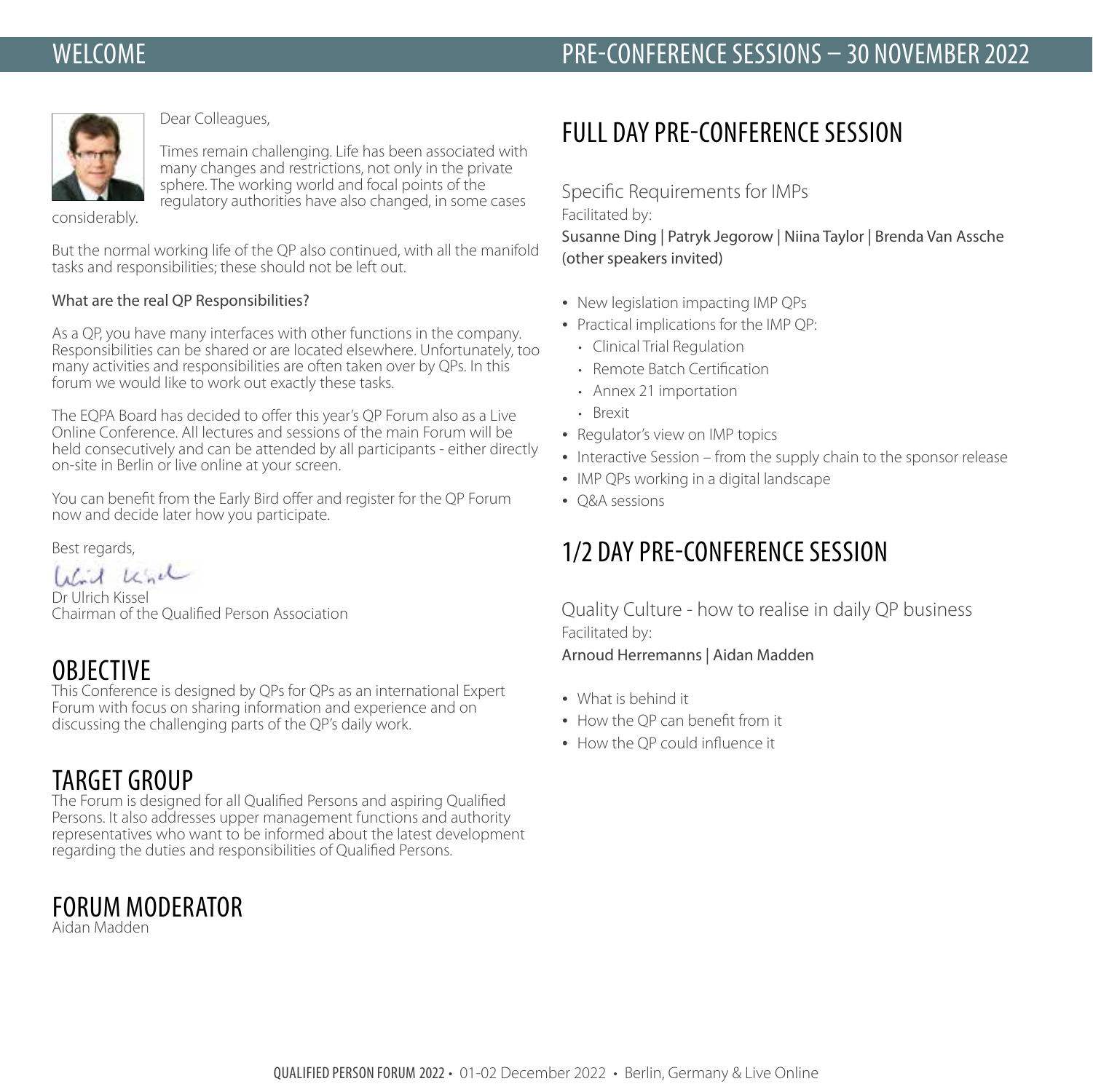# WELCOME

Dear Colleagues,

Times remain challenging. Life has been associated with many changes and restrictions, not only in the private sphere. The working world and focal points of the regulatory authorities have also changed, in some cases considerably.

But the normal working life of the QP also continued, with all the manifold tasks and responsibilities; these should not be left out.

What are the real QP Responsibilities?

As a QP, you have many interfaces with other functions in the company. Responsibilities can be shared or are located elsewhere. Unfortunately, too many activities and responsibilities are often taken over by QPs. In this forum we would like to work out exactly these tasks.

The EQPA Board has decided to offer this year's QP Forum also as a Live Online Conference. All lectures and sessions of the main Forum will be held consecutively and can be attended by all participants - either directly on-site in Berlin or live online at your screen.

You can benefit from the Early Bird offer and register for the QP Forum now and decide later how you participate.

Best regards,

Dr Ulrich Kissel
Chairman of the Qualified Person Association

## OBJECTIVE

This Conference is designed by QPs for QPs as an international Expert Forum with focus on sharing information and experience and on discussing the challenging parts of the QP's daily work.

## TARGET GROUP

The Forum is designed for all Qualified Persons and aspiring Qualified Persons. It also addresses upper management functions and authority representatives who want to be informed about the latest development regarding the duties and responsibilities of Qualified Persons.

## FORUM MODERATOR

Aidan Madden

# PRE-CONFERENCE SESSIONS – 30 NOVEMBER 2022

## FULL DAY PRE-CONFERENCE SESSION

Specific Requirements for IMPs

Facilitated by:

Susanne Ding | Patryk Jegorow | Niina Taylor | Brenda Van Assche (other speakers invited)

- New legislation impacting IMP QPs
- Practical implications for the IMP QP:
  - Clinical Trial Regulation
  - Remote Batch Certification
  - Annex 21 importation
  - Brexit
- Regulator's view on IMP topics
- Interactive Session – from the supply chain to the sponsor release
- IMP QPs working in a digital landscape
- Q&A sessions

## 1/2 DAY PRE-CONFERENCE SESSION

Quality Culture - how to realise in daily QP business

Facilitated by:

Arnoud Herremanns | Aidan Madden

- What is behind it
- How the QP can benefit from it
- How the QP could influence it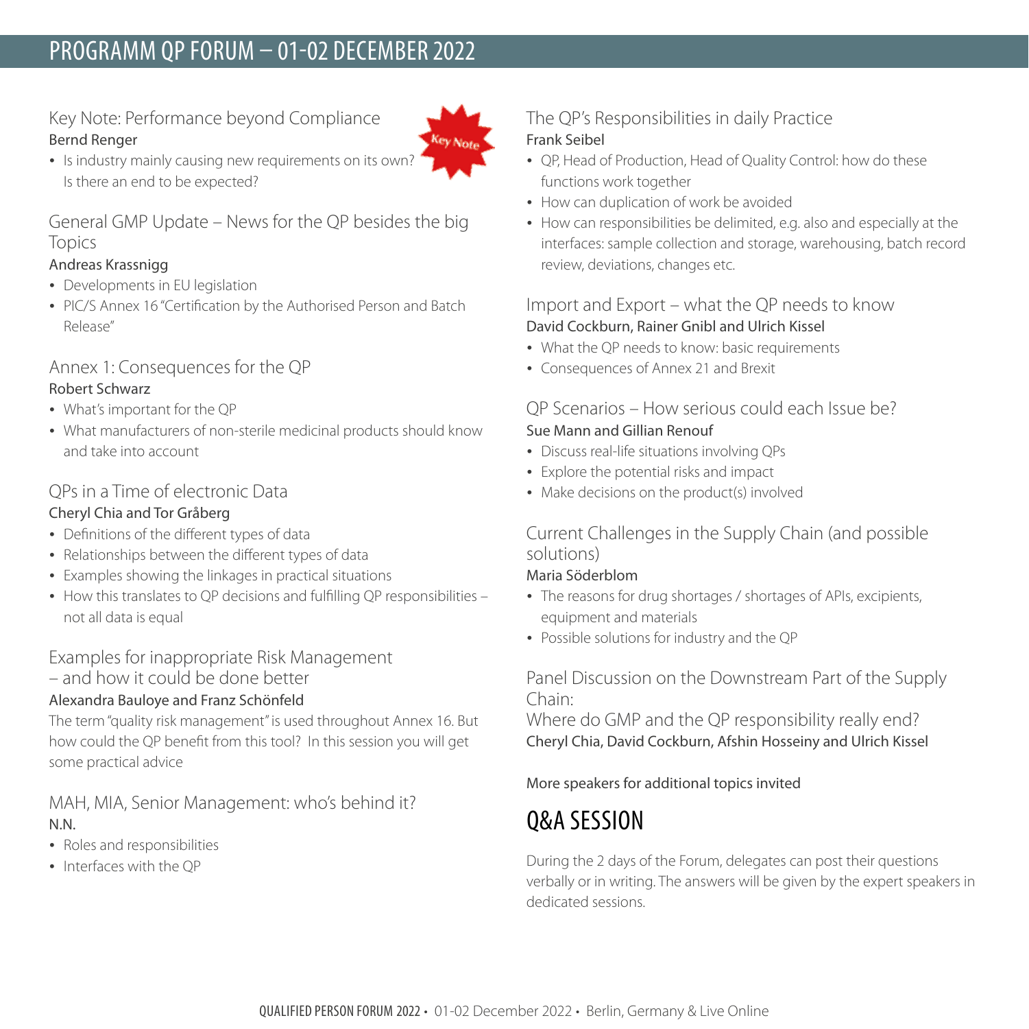# PROGRAMM QP FORUM – 01-02 DECEMBER 2022

### Key Note: Performance beyond Compliance

Key Note

**Bernd Renger**

- Is industry mainly causing new requirements on its own? Is there an end to be expected?

### General GMP Update – News for the QP besides the big Topics

**Andreas Krassnigg**

- Developments in EU legislation
- PIC/S Annex 16 "Certification by the Authorised Person and Batch Release"

### Annex 1: Consequences for the QP

**Robert Schwarz**

- What's important for the QP
- What manufacturers of non-sterile medicinal products should know and take into account

### QPs in a Time of electronic Data

**Cheryl Chia and Tor Gråberg**

- Definitions of the different types of data
- Relationships between the different types of data
- Examples showing the linkages in practical situations
- How this translates to QP decisions and fulfilling QP responsibilities – not all data is equal

### Examples for inappropriate Risk Management – and how it could be done better

**Alexandra Bauloye and Franz Schönfeld**

The term "quality risk management" is used throughout Annex 16. But how could the QP benefit from this tool? In this session you will get some practical advice

### MAH, MIA, Senior Management: who's behind it?

**N.N.**

- Roles and responsibilities
- Interfaces with the QP

### The QP's Responsibilities in daily Practice

**Frank Seibel**

- QP, Head of Production, Head of Quality Control: how do these functions work together
- How can duplication of work be avoided
- How can responsibilities be delimited, e.g. also and especially at the interfaces: sample collection and storage, warehousing, batch record review, deviations, changes etc.

### Import and Export – what the QP needs to know

**David Cockburn, Rainer Gnibl and Ulrich Kissel**

- What the QP needs to know: basic requirements
- Consequences of Annex 21 and Brexit

### QP Scenarios – How serious could each Issue be?

**Sue Mann and Gillian Renouf**

- Discuss real-life situations involving QPs
- Explore the potential risks and impact
- Make decisions on the product(s) involved

### Current Challenges in the Supply Chain (and possible solutions)

**Maria Söderblom**

- The reasons for drug shortages / shortages of APIs, excipients, equipment and materials
- Possible solutions for industry and the QP

### Panel Discussion on the Downstream Part of the Supply Chain: Where do GMP and the QP responsibility really end?

**Cheryl Chia, David Cockburn, Afshin Hosseiny and Ulrich Kissel**

**More speakers for additional topics invited**

## Q&A SESSION

During the 2 days of the Forum, delegates can post their questions verbally or in writing. The answers will be given by the expert speakers in dedicated sessions.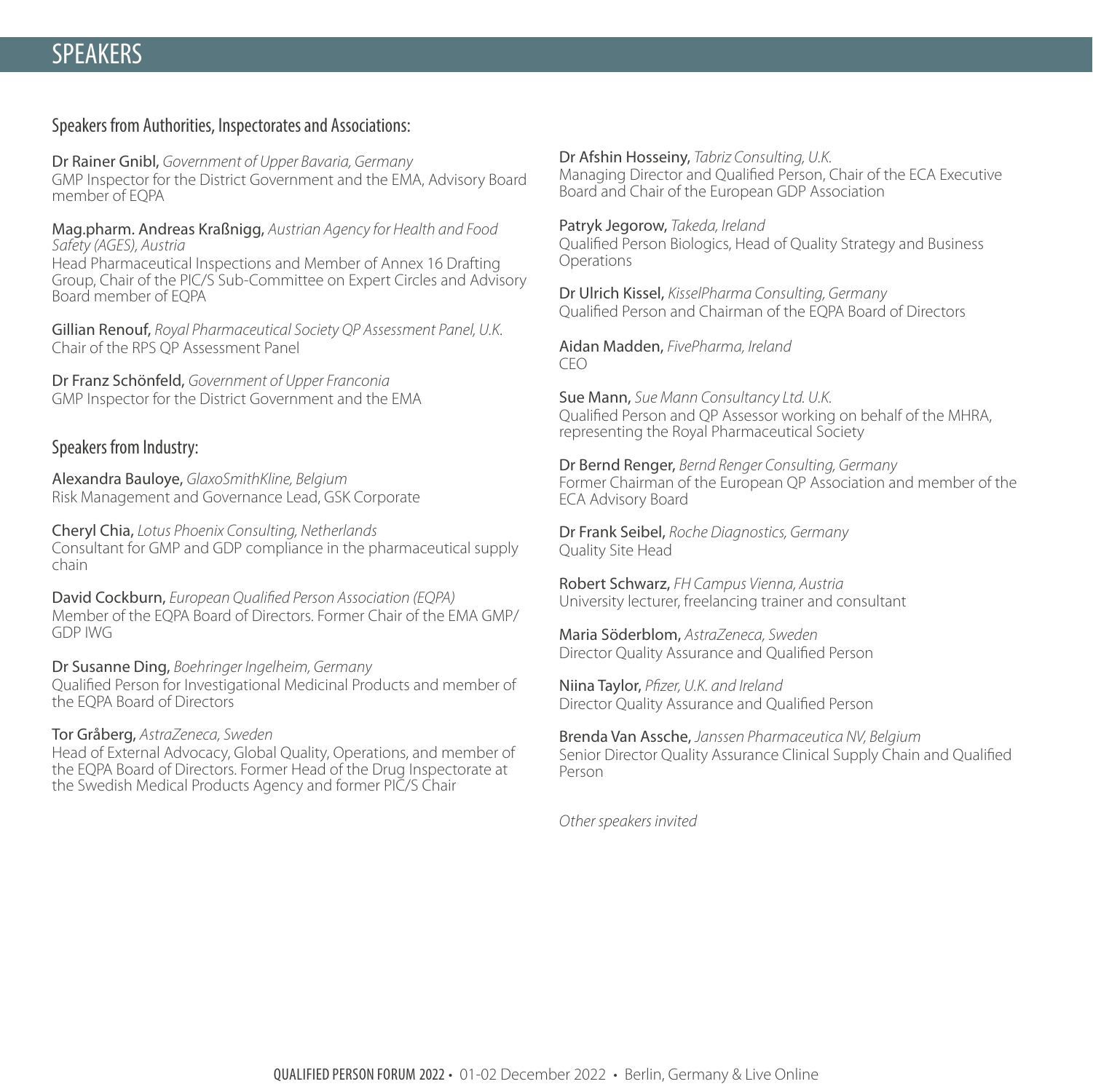# SPEAKERS

## Speakers from Authorities, Inspectorates and Associations:

**Dr Rainer Gnibl,** *Government of Upper Bavaria, Germany*
GMP Inspector for the District Government and the EMA, Advisory Board member of EQPA

**Mag.pharm. Andreas Kraßnigg,** *Austrian Agency for Health and Food Safety (AGES), Austria*
Head Pharmaceutical Inspections and Member of Annex 16 Drafting Group, Chair of the PIC/S Sub-Committee on Expert Circles and Advisory Board member of EQPA

**Gillian Renouf,** *Royal Pharmaceutical Society QP Assessment Panel, U.K.*
Chair of the RPS QP Assessment Panel

**Dr Franz Schönfeld,** *Government of Upper Franconia*
GMP Inspector for the District Government and the EMA

## Speakers from Industry:

**Alexandra Bauloye,** *GlaxoSmithKline, Belgium*
Risk Management and Governance Lead, GSK Corporate

**Cheryl Chia,** *Lotus Phoenix Consulting, Netherlands*
Consultant for GMP and GDP compliance in the pharmaceutical supply chain

**David Cockburn,** *European Qualified Person Association (EQPA)*
Member of the EQPA Board of Directors. Former Chair of the EMA GMP/GDP IWG

**Dr Susanne Ding,** *Boehringer Ingelheim, Germany*
Qualified Person for Investigational Medicinal Products and member of the EQPA Board of Directors

**Tor Gråberg,** *AstraZeneca, Sweden*
Head of External Advocacy, Global Quality, Operations, and member of the EQPA Board of Directors. Former Head of the Drug Inspectorate at the Swedish Medical Products Agency and former PIC/S Chair

**Dr Afshin Hosseiny,** *Tabriz Consulting, U.K.*
Managing Director and Qualified Person, Chair of the ECA Executive Board and Chair of the European GDP Association

**Patryk Jegorow,** *Takeda, Ireland*
Qualified Person Biologics, Head of Quality Strategy and Business Operations

**Dr Ulrich Kissel,** *KisselPharma Consulting, Germany*
Qualified Person and Chairman of the EQPA Board of Directors

**Aidan Madden,** *FivePharma, Ireland*
CEO

**Sue Mann,** *Sue Mann Consultancy Ltd. U.K.*
Qualified Person and QP Assessor working on behalf of the MHRA, representing the Royal Pharmaceutical Society

**Dr Bernd Renger,** *Bernd Renger Consulting, Germany*
Former Chairman of the European QP Association and member of the ECA Advisory Board

**Dr Frank Seibel,** *Roche Diagnostics, Germany*
Quality Site Head

**Robert Schwarz,** *FH Campus Vienna, Austria*
University lecturer, freelancing trainer and consultant

**Maria Söderblom,** *AstraZeneca, Sweden*
Director Quality Assurance and Qualified Person

**Niina Taylor,** *Pfizer, U.K. and Ireland*
Director Quality Assurance and Qualified Person

**Brenda Van Assche,** *Janssen Pharmaceutica NV, Belgium*
Senior Director Quality Assurance Clinical Supply Chain and Qualified Person

*Other speakers invited*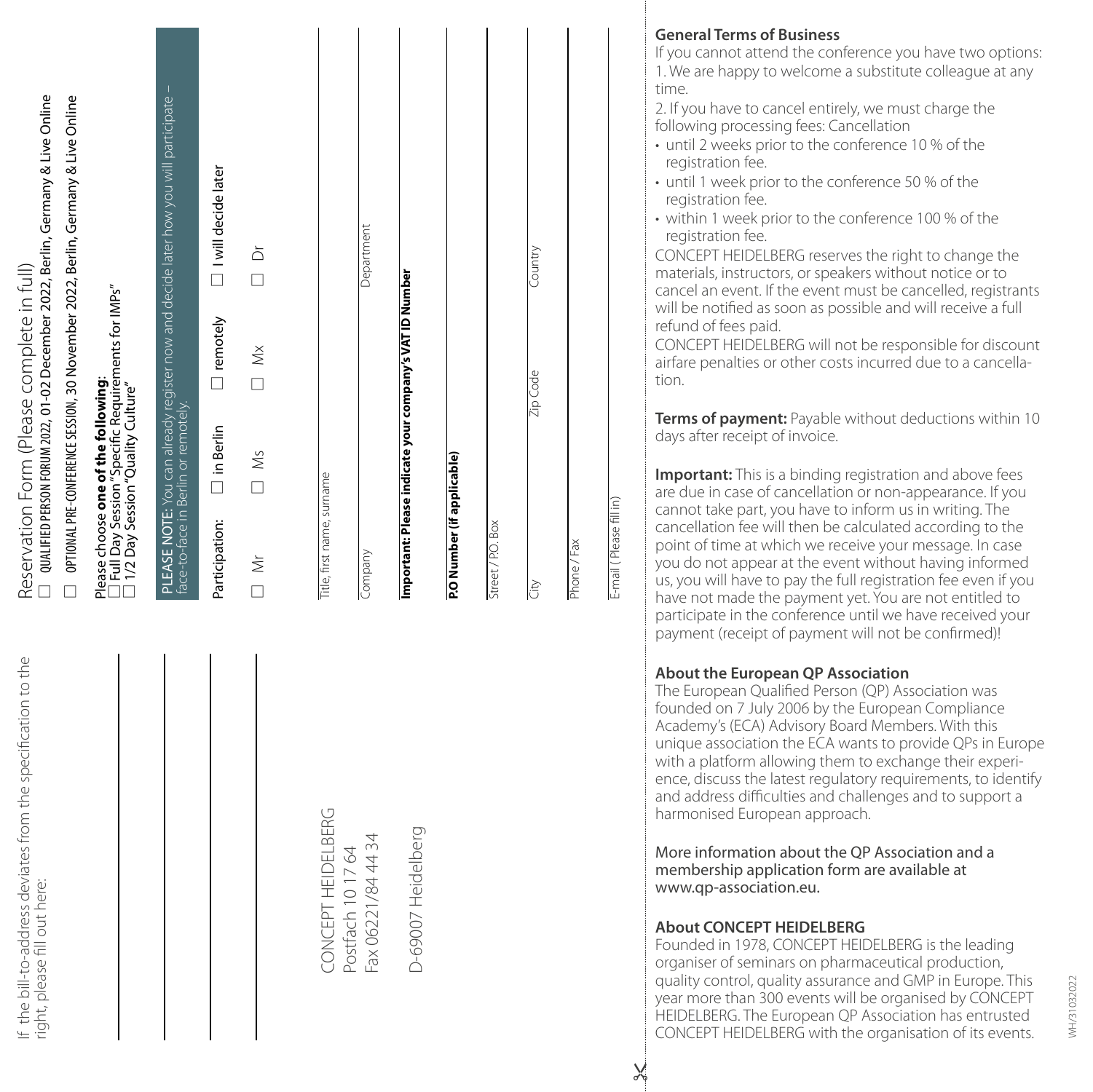If the bill-to-address deviates from the specification to the right, please fill out here:

CONCEPT HEIDELBERG
Postfach 10 17 64
Fax 06221/84 44 34

D-69007 Heidelberg

# Reservation Form (Please complete in full)

☐ QUALIFIED PERSON FORUM 2022, 01-02 December 2022, Berlin, Germany & Live Online

☐ OPTIONAL PRE-CONFERENCE SESSION, 30 November 2022, Berlin, Germany & Live Online

Please choose **one of the following**:
☐ Full Day Session "Specific Requirements for IMPs"
☐ 1/2 Day Session "Quality Culture"

PLEASE NOTE: You can already register now and decide later how you will participate – face-to-face in Berlin or remotely.

Participation: ☐ in Berlin ☐ remotely ☐ I will decide later

☐ Mr ☐ Ms ☐ Mx ☐ Dr

Title, first name, surname

Company | Department

**Important: Please indicate your company's VAT ID Number**

**P.O Number (if applicable)**

Street / P.O. Box

City | Zip Code | Country

Phone / Fax

E-mail ( Please fill in)

## General Terms of Business

If you cannot attend the conference you have two options:
1. We are happy to welcome a substitute colleague at any time.
2. If you have to cancel entirely, we must charge the following processing fees: Cancellation

- until 2 weeks prior to the conference 10 % of the registration fee.
- until 1 week prior to the conference 50 % of the registration fee.
- within 1 week prior to the conference 100 % of the registration fee.

CONCEPT HEIDELBERG reserves the right to change the materials, instructors, or speakers without notice or to cancel an event. If the event must be cancelled, registrants will be notified as soon as possible and will receive a full refund of fees paid.

CONCEPT HEIDELBERG will not be responsible for discount airfare penalties or other costs incurred due to a cancellation.

**Terms of payment:** Payable without deductions within 10 days after receipt of invoice.

**Important:** This is a binding registration and above fees are due in case of cancellation or non-appearance. If you cannot take part, you have to inform us in writing. The cancellation fee will then be calculated according to the point of time at which we receive your message. In case you do not appear at the event without having informed us, you will have to pay the full registration fee even if you have not made the payment yet. You are not entitled to participate in the conference until we have received your payment (receipt of payment will not be confirmed)!

## About the European QP Association

The European Qualified Person (QP) Association was founded on 7 July 2006 by the European Compliance Academy's (ECA) Advisory Board Members. With this unique association the ECA wants to provide QPs in Europe with a platform allowing them to exchange their experience, discuss the latest regulatory requirements, to identify and address difficulties and challenges and to support a harmonised European approach.

More information about the QP Association and a membership application form are available at www.qp-association.eu.

## About CONCEPT HEIDELBERG

Founded in 1978, CONCEPT HEIDELBERG is the leading organiser of seminars on pharmaceutical production, quality control, quality assurance and GMP in Europe. This year more than 300 events will be organised by CONCEPT HEIDELBERG. The European QP Association has entrusted CONCEPT HEIDELBERG with the organisation of its events.

WH/31032022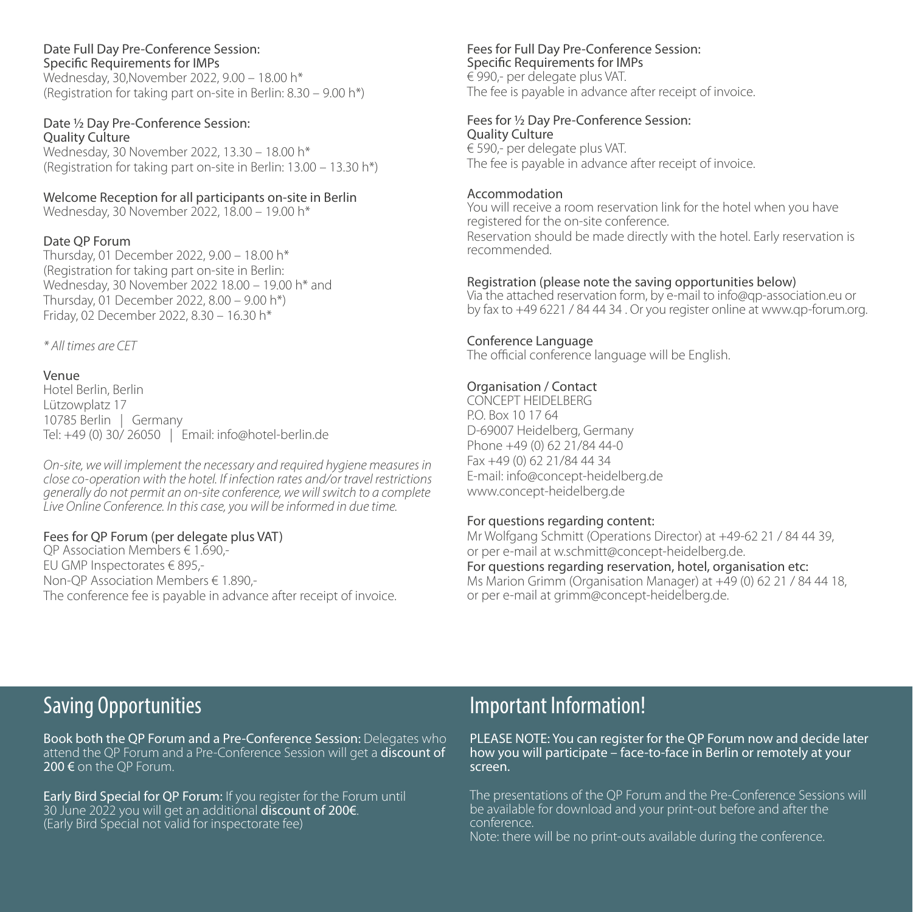### Date Full Day Pre-Conference Session: Specific Requirements for IMPs

Wednesday, 30,November 2022, 9.00 – 18.00 h*
(Registration for taking part on-site in Berlin: 8.30 – 9.00 h*)

### Date ½ Day Pre-Conference Session: Quality Culture

Wednesday, 30 November 2022, 13.30 – 18.00 h*
(Registration for taking part on-site in Berlin: 13.00 – 13.30 h*)

### Welcome Reception for all participants on-site in Berlin

Wednesday, 30 November 2022, 18.00 – 19.00 h*

### Date QP Forum

Thursday, 01 December 2022, 9.00 – 18.00 h*
(Registration for taking part on-site in Berlin:
Wednesday, 30 November 2022 18.00 – 19.00 h* and
Thursday, 01 December 2022, 8.00 – 9.00 h*)
Friday, 02 December 2022, 8.30 – 16.30 h*

*\* All times are CET*

### Venue

Hotel Berlin, Berlin
Lützowplatz 17
10785 Berlin | Germany
Tel: +49 (0) 30/ 26050 | Email: info@hotel-berlin.de

*On-site, we will implement the necessary and required hygiene measures in close co-operation with the hotel. If infection rates and/or travel restrictions generally do not permit an on-site conference, we will switch to a complete Live Online Conference. In this case, you will be informed in due time.*

### Fees for QP Forum (per delegate plus VAT)

QP Association Members € 1.690,-
EU GMP Inspectorates € 895,-
Non-QP Association Members € 1.890,-
The conference fee is payable in advance after receipt of invoice.

### Fees for Full Day Pre-Conference Session: Specific Requirements for IMPs

€ 990,- per delegate plus VAT.
The fee is payable in advance after receipt of invoice.

### Fees for ½ Day Pre-Conference Session: Quality Culture

€ 590,- per delegate plus VAT.
The fee is payable in advance after receipt of invoice.

### Accommodation

You will receive a room reservation link for the hotel when you have registered for the on-site conference.
Reservation should be made directly with the hotel. Early reservation is recommended.

### Registration (please note the saving opportunities below)

Via the attached reservation form, by e-mail to info@qp-association.eu or by fax to +49 6221 / 84 44 34 . Or you register online at www.qp-forum.org.

### Conference Language

The official conference language will be English.

### Organisation / Contact

CONCEPT HEIDELBERG
P.O. Box 10 17 64
D-69007 Heidelberg, Germany
Phone +49 (0) 62 21/84 44-0
Fax +49 (0) 62 21/84 44 34
E-mail: info@concept-heidelberg.de
www.concept-heidelberg.de

### For questions regarding content:

Mr Wolfgang Schmitt (Operations Director) at +49-62 21 / 84 44 39, or per e-mail at w.schmitt@concept-heidelberg.de.

### For questions regarding reservation, hotel, organisation etc:

Ms Marion Grimm (Organisation Manager) at +49 (0) 62 21 / 84 44 18, or per e-mail at grimm@concept-heidelberg.de.

## Saving Opportunities

**Book both the QP Forum and a Pre-Conference Session:** Delegates who attend the QP Forum and a Pre-Conference Session will get a **discount of 200 €** on the QP Forum.

**Early Bird Special for QP Forum:** If you register for the Forum until 30 June 2022 you will get an additional **discount of 200€**.
(Early Bird Special not valid for inspectorate fee)

## Important Information!

**PLEASE NOTE: You can register for the QP Forum now and decide later how you will participate – face-to-face in Berlin or remotely at your screen.**

The presentations of the QP Forum and the Pre-Conference Sessions will be available for download and your print-out before and after the conference.
Note: there will be no print-outs available during the conference.